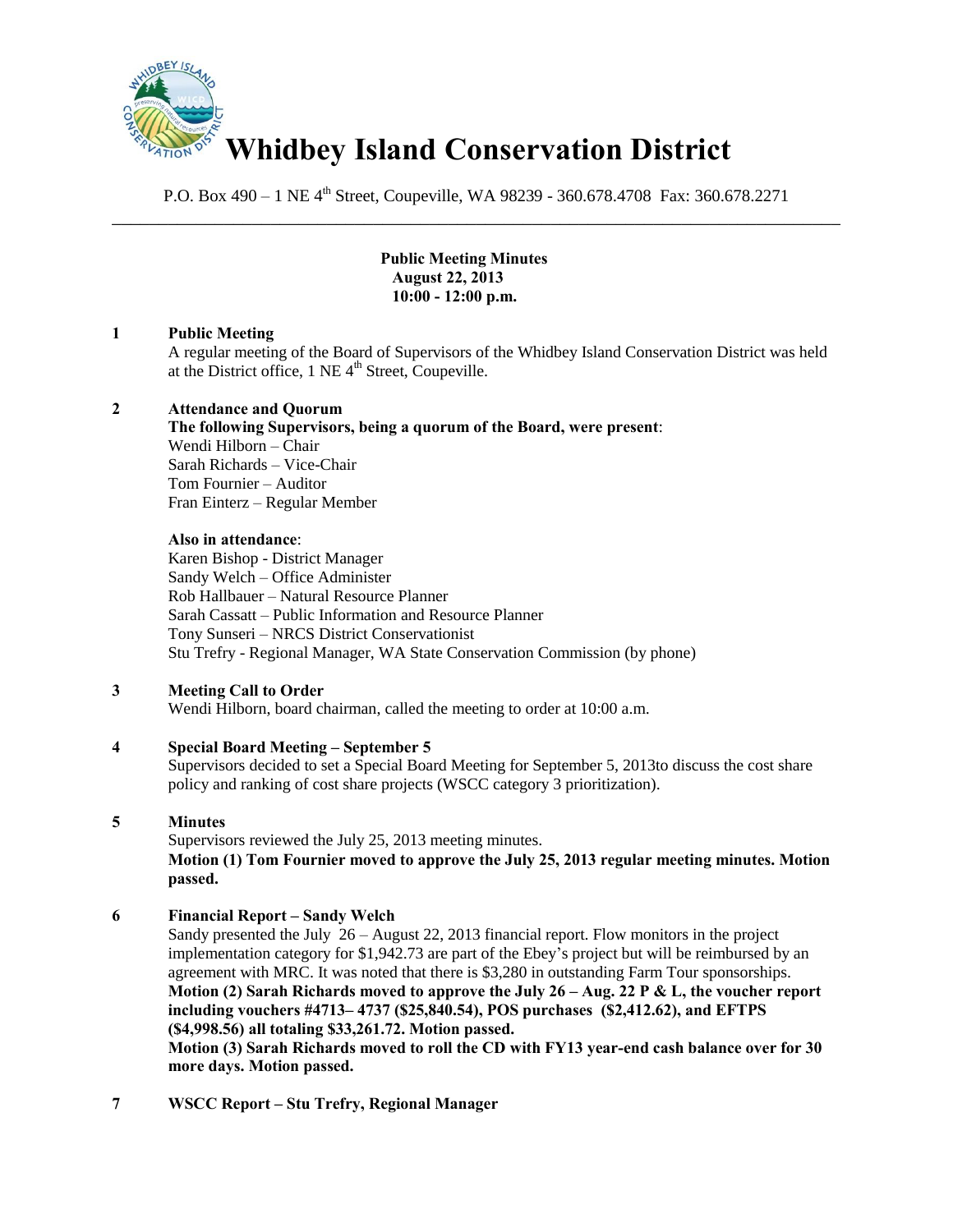# Whidbey Island Conservation District

P.O. Box 490 – 1 NE 4th Street, Coupeville, WA 98239 - 360.678.4708 Fax: 360.678.2271

---

**Public Meeting Minutes**
**August 22, 2013**
**10:00 - 12:00 p.m.**

**1 Public Meeting**

A regular meeting of the Board of Supervisors of the Whidbey Island Conservation District was held at the District office, 1 NE 4th Street, Coupeville.

**2 Attendance and Quorum**

**The following Supervisors, being a quorum of the Board, were present**:
Wendi Hilborn – Chair
Sarah Richards – Vice-Chair
Tom Fournier – Auditor
Fran Einterz – Regular Member

**Also in attendance**:
Karen Bishop - District Manager
Sandy Welch – Office Administer
Rob Hallbauer – Natural Resource Planner
Sarah Cassatt – Public Information and Resource Planner
Tony Sunseri – NRCS District Conservationist
Stu Trefry - Regional Manager, WA State Conservation Commission (by phone)

**3 Meeting Call to Order**

Wendi Hilborn, board chairman, called the meeting to order at 10:00 a.m.

**4 Special Board Meeting – September 5**

Supervisors decided to set a Special Board Meeting for September 5, 2013to discuss the cost share policy and ranking of cost share projects (WSCC category 3 prioritization).

**5 Minutes**

Supervisors reviewed the July 25, 2013 meeting minutes.
**Motion (1) Tom Fournier moved to approve the July 25, 2013 regular meeting minutes. Motion passed.**

**6 Financial Report – Sandy Welch**

Sandy presented the July 26 – August 22, 2013 financial report. Flow monitors in the project implementation category for $1,942.73 are part of the Ebey's project but will be reimbursed by an agreement with MRC. It was noted that there is $3,280 in outstanding Farm Tour sponsorships.
**Motion (2) Sarah Richards moved to approve the July 26 – Aug. 22 P & L, the voucher report including vouchers #4713– 4737 ($25,840.54), POS purchases ($2,412.62), and EFTPS ($4,998.56) all totaling $33,261.72. Motion passed.**
**Motion (3) Sarah Richards moved to roll the CD with FY13 year-end cash balance over for 30 more days. Motion passed.**

**7 WSCC Report – Stu Trefry, Regional Manager**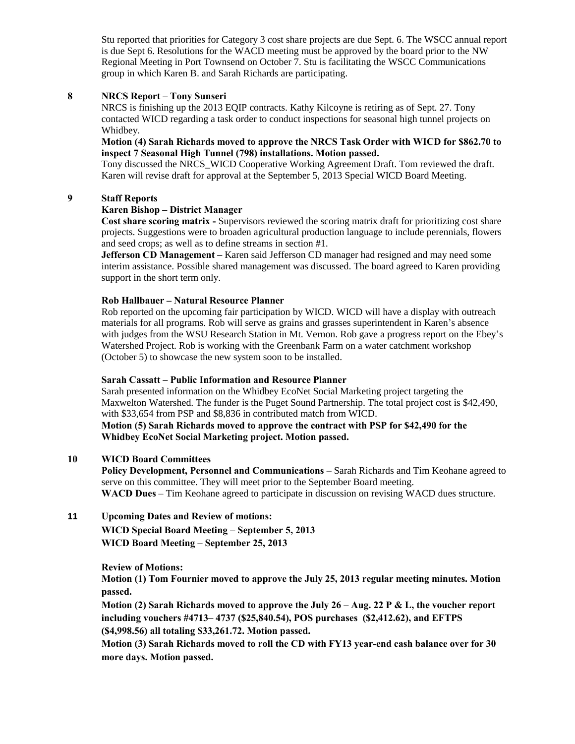Stu reported that priorities for Category 3 cost share projects are due Sept. 6. The WSCC annual report is due Sept 6. Resolutions for the WACD meeting must be approved by the board prior to the NW Regional Meeting in Port Townsend on October 7. Stu is facilitating the WSCC Communications group in which Karen B. and Sarah Richards are participating.

**8 NRCS Report – Tony Sunseri**

NRCS is finishing up the 2013 EQIP contracts. Kathy Kilcoyne is retiring as of Sept. 27. Tony contacted WICD regarding a task order to conduct inspections for seasonal high tunnel projects on Whidbey.

**Motion (4) Sarah Richards moved to approve the NRCS Task Order with WICD for $862.70 to inspect 7 Seasonal High Tunnel (798) installations. Motion passed.**

Tony discussed the NRCS_WICD Cooperative Working Agreement Draft. Tom reviewed the draft. Karen will revise draft for approval at the September 5, 2013 Special WICD Board Meeting.

**9 Staff Reports**

**Karen Bishop – District Manager**

**Cost share scoring matrix -** Supervisors reviewed the scoring matrix draft for prioritizing cost share projects. Suggestions were to broaden agricultural production language to include perennials, flowers and seed crops; as well as to define streams in section #1.

**Jefferson CD Management –** Karen said Jefferson CD manager had resigned and may need some interim assistance. Possible shared management was discussed. The board agreed to Karen providing support in the short term only.

**Rob Hallbauer – Natural Resource Planner**

Rob reported on the upcoming fair participation by WICD. WICD will have a display with outreach materials for all programs. Rob will serve as grains and grasses superintendent in Karen's absence with judges from the WSU Research Station in Mt. Vernon. Rob gave a progress report on the Ebey's Watershed Project. Rob is working with the Greenbank Farm on a water catchment workshop (October 5) to showcase the new system soon to be installed.

**Sarah Cassatt – Public Information and Resource Planner**

Sarah presented information on the Whidbey EcoNet Social Marketing project targeting the Maxwelton Watershed. The funder is the Puget Sound Partnership. The total project cost is $42,490, with $33,654 from PSP and $8,836 in contributed match from WICD.

**Motion (5) Sarah Richards moved to approve the contract with PSP for $42,490 for the Whidbey EcoNet Social Marketing project. Motion passed.**

**10 WICD Board Committees**

**Policy Development, Personnel and Communications** – Sarah Richards and Tim Keohane agreed to serve on this committee. They will meet prior to the September Board meeting.

**WACD Dues** – Tim Keohane agreed to participate in discussion on revising WACD dues structure.

**11 Upcoming Dates and Review of motions:**

**WICD Special Board Meeting – September 5, 2013**

**WICD Board Meeting – September 25, 2013**

**Review of Motions:**

**Motion (1) Tom Fournier moved to approve the July 25, 2013 regular meeting minutes. Motion passed.**

**Motion (2) Sarah Richards moved to approve the July 26 – Aug. 22 P & L, the voucher report including vouchers #4713– 4737 ($25,840.54), POS purchases ($2,412.62), and EFTPS ($4,998.56) all totaling $33,261.72. Motion passed.**

**Motion (3) Sarah Richards moved to roll the CD with FY13 year-end cash balance over for 30 more days. Motion passed.**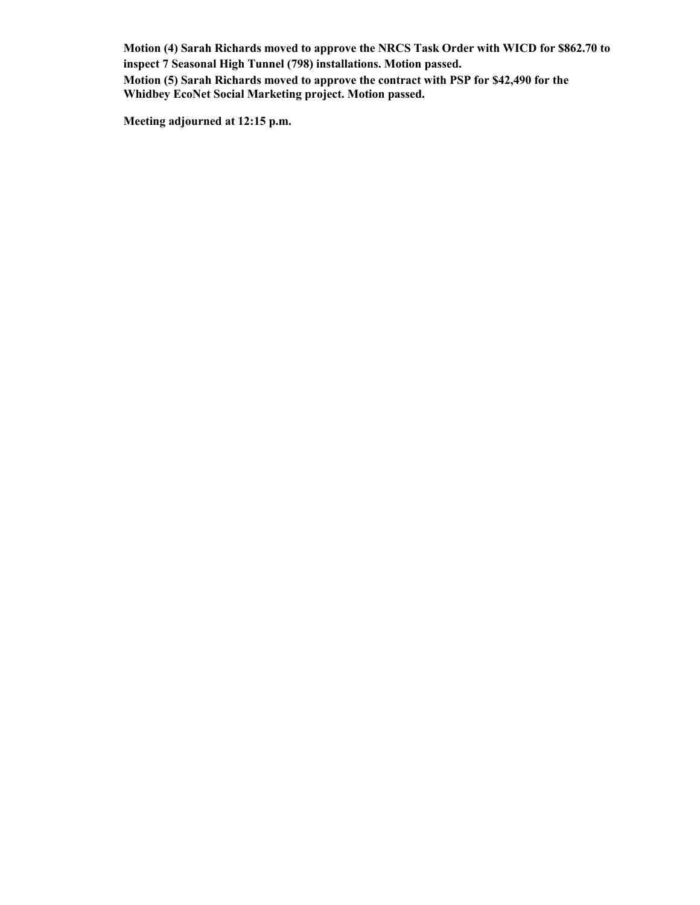**Motion (4) Sarah Richards moved to approve the NRCS Task Order with WICD for $862.70 to inspect 7 Seasonal High Tunnel (798) installations. Motion passed.**

**Motion (5) Sarah Richards moved to approve the contract with PSP for $42,490 for the Whidbey EcoNet Social Marketing project. Motion passed.**

**Meeting adjourned at 12:15 p.m.**